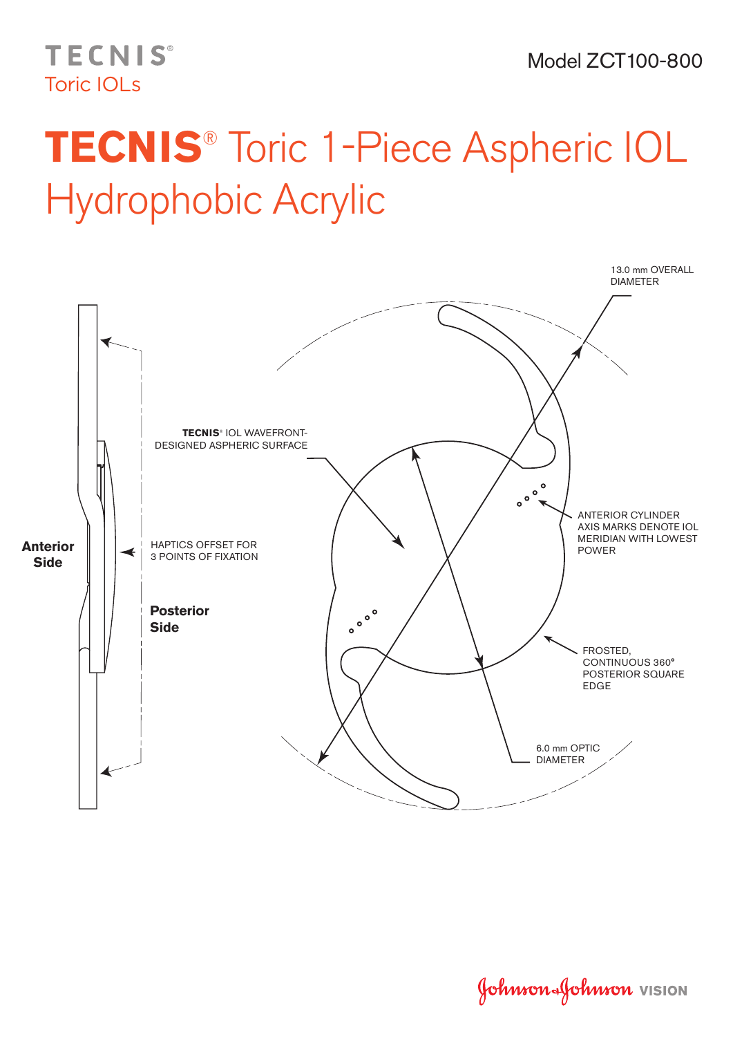TECNIS®
Toric IOLs

Model ZCT100-800

# TECNIS® Toric 1-Piece Aspheric IOL Hydrophobic Acrylic

13.0 mm OVERALL DIAMETER

**TECNIS**® IOL WAVEFRONT-DESIGNED ASPHERIC SURFACE

ANTERIOR CYLINDER AXIS MARKS DENOTE IOL MERIDIAN WITH LOWEST POWER

**Anterior Side**

HAPTICS OFFSET FOR 3 POINTS OF FIXATION

**Posterior Side**

FROSTED, CONTINUOUS 360° POSTERIOR SQUARE EDGE

6.0 mm OPTIC DIAMETER

Johnson & Johnson VISION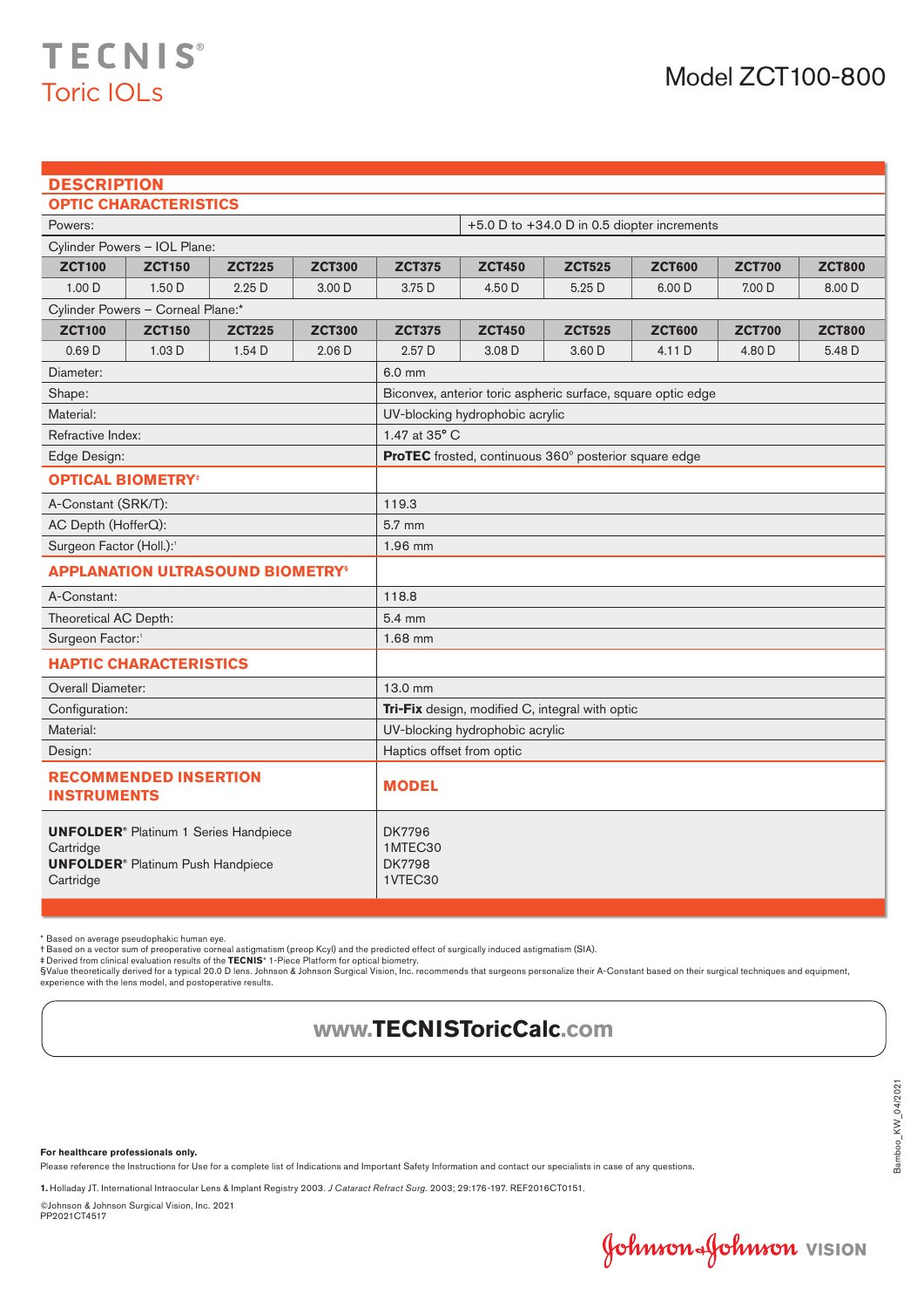# TECNIS®

## Toric IOLs

## Model ZCT100-800

## DESCRIPTION

### OPTIC CHARACTERISTICS

| | | | | | | | | | |
|---|---|---|---|---|---|---|---|---|---|
| Powers: | | | | | +5.0 D to +34.0 D in 0.5 diopter increments | | | | |
| Cylinder Powers – IOL Plane: | | | | | | | | | |
| **ZCT100** | **ZCT150** | **ZCT225** | **ZCT300** | **ZCT375** | **ZCT450** | **ZCT525** | **ZCT600** | **ZCT700** | **ZCT800** |
| 1.00 D | 1.50 D | 2.25 D | 3.00 D | 3.75 D | 4.50 D | 5.25 D | 6.00 D | 7.00 D | 8.00 D |
| Cylinder Powers – Corneal Plane:* | | | | | | | | | |
| **ZCT100** | **ZCT150** | **ZCT225** | **ZCT300** | **ZCT375** | **ZCT450** | **ZCT525** | **ZCT600** | **ZCT700** | **ZCT800** |
| 0.69 D | 1.03 D | 1.54 D | 2.06 D | 2.57 D | 3.08 D | 3.60 D | 4.11 D | 4.80 D | 5.48 D |

| | |
|---|---|
| Diameter: | 6.0 mm |
| Shape: | Biconvex, anterior toric aspheric surface, square optic edge |
| Material: | UV-blocking hydrophobic acrylic |
| Refractive Index: | 1.47 at 35° C |
| Edge Design: | **ProTEC** frosted, continuous 360° posterior square edge |
| **OPTICAL BIOMETRY‡** | |
| A-Constant (SRK/T): | 119.3 |
| AC Depth (HofferQ): | 5.7 mm |
| Surgeon Factor (Holl.):[1] | 1.96 mm |
| **APPLANATION ULTRASOUND BIOMETRY§** | |
| A-Constant: | 118.8 |
| Theoretical AC Depth: | 5.4 mm |
| Surgeon Factor:[1] | 1.68 mm |
| **HAPTIC CHARACTERISTICS** | |
| Overall Diameter: | 13.0 mm |
| Configuration: | **Tri-Fix** design, modified C, integral with optic |
| Material: | UV-blocking hydrophobic acrylic |
| Design: | Haptics offset from optic |
| **RECOMMENDED INSERTION INSTRUMENTS** | **MODEL** |
| **UNFOLDER®** Platinum 1 Series Handpiece | DK7796 |
| Cartridge | 1MTEC30 |
| **UNFOLDER®** Platinum Push Handpiece | DK7798 |
| Cartridge | 1VTEC30 |

\* Based on average pseudophakic human eye.
† Based on a vector sum of preoperative corneal astigmatism (preop Kcyl) and the predicted effect of surgically induced astigmatism (SIA).
‡ Derived from clinical evaluation results of the **TECNIS**® 1-Piece Platform for optical biometry.
§Value theoretically derived for a typical 20.0 D lens. Johnson & Johnson Surgical Vision, Inc. recommends that surgeons personalize their A-Constant based on their surgical techniques and equipment, experience with the lens model, and postoperative results.

www.**TECNISToricCalc**.com

**For healthcare professionals only.**
Please reference the Instructions for Use for a complete list of Indications and Important Safety Information and contact our specialists in case of any questions.

**1.** Holladay JT. International Intraocular Lens & Implant Registry 2003. *J Cataract Refract Surg.* 2003; 29:176-197. REF2016CT0151.

©Johnson & Johnson Surgical Vision, Inc. 2021
PP2021CT4517

Bamboo_KW_04/2021

Johnson & Johnson VISION